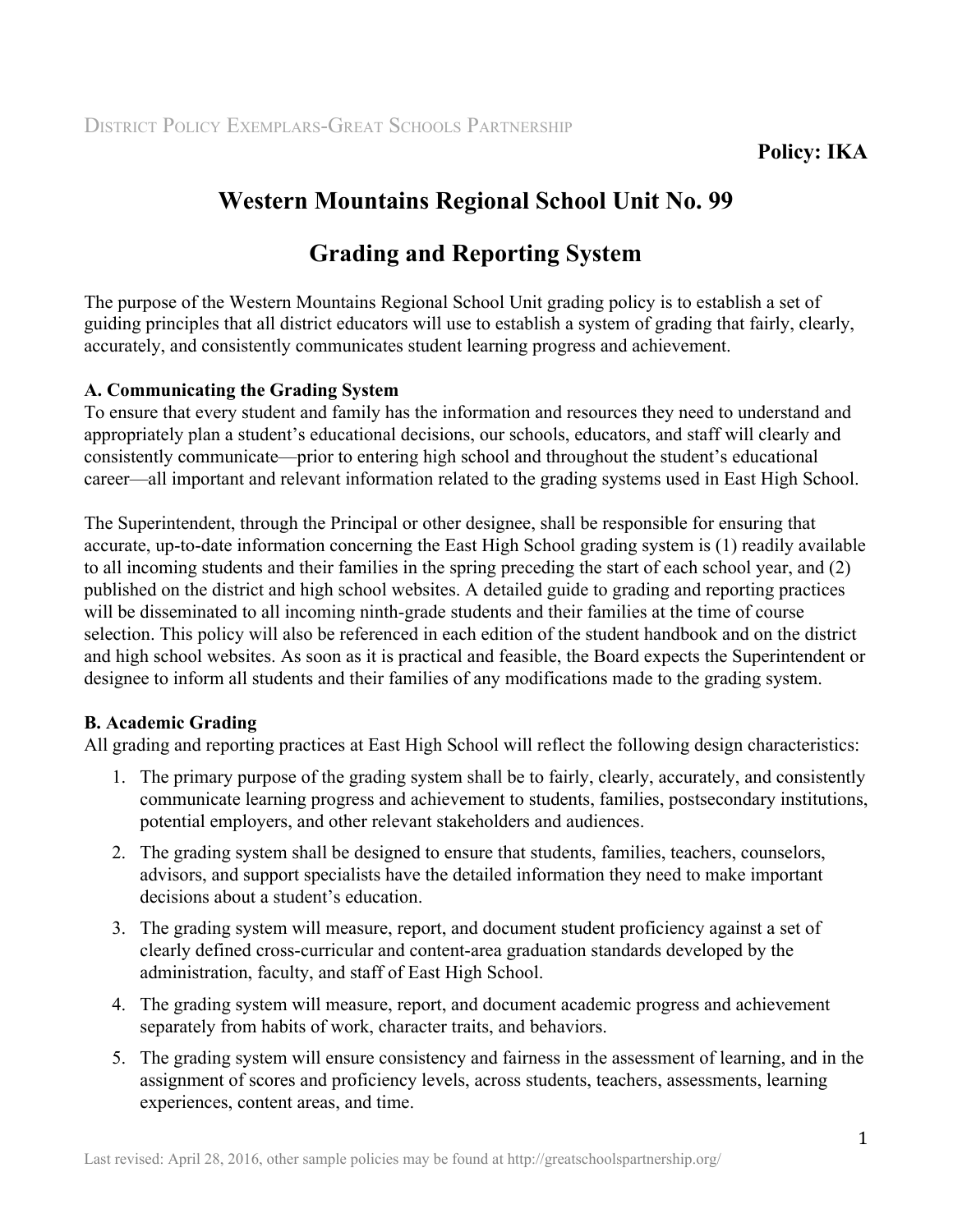Policy: IKA

# Western Mountains Regional School Unit No. 99

# Grading and Reporting System

The purpose of the Western Mountains Regional School Unit grading policy is to establish a set of guiding principles that all district educators will use to establish a system of grading that fairly, clearly, accurately, and consistently communicates student learning progress and achievement.

### A. Communicating the Grading System

To ensure that every student and family has the information and resources they need to understand and appropriately plan a student's educational decisions, our schools, educators, and staff will clearly and consistently communicate—prior to entering high school and throughout the student's educational career—all important and relevant information related to the grading systems used in East High School.

The Superintendent, through the Principal or other designee, shall be responsible for ensuring that accurate, up-to-date information concerning the East High School grading system is (1) readily available to all incoming students and their families in the spring preceding the start of each school year, and (2) published on the district and high school websites. A detailed guide to grading and reporting practices will be disseminated to all incoming ninth-grade students and their families at the time of course selection. This policy will also be referenced in each edition of the student handbook and on the district and high school websites. As soon as it is practical and feasible, the Board expects the Superintendent or designee to inform all students and their families of any modifications made to the grading system.

### B. Academic Grading

All grading and reporting practices at East High School will reflect the following design characteristics:

1. The primary purpose of the grading system shall be to fairly, clearly, accurately, and consistently communicate learning progress and achievement to students, families, postsecondary institutions, potential employers, and other relevant stakeholders and audiences.
2. The grading system shall be designed to ensure that students, families, teachers, counselors, advisors, and support specialists have the detailed information they need to make important decisions about a student's education.
3. The grading system will measure, report, and document student proficiency against a set of clearly defined cross-curricular and content-area graduation standards developed by the administration, faculty, and staff of East High School.
4. The grading system will measure, report, and document academic progress and achievement separately from habits of work, character traits, and behaviors.
5. The grading system will ensure consistency and fairness in the assessment of learning, and in the assignment of scores and proficiency levels, across students, teachers, assessments, learning experiences, content areas, and time.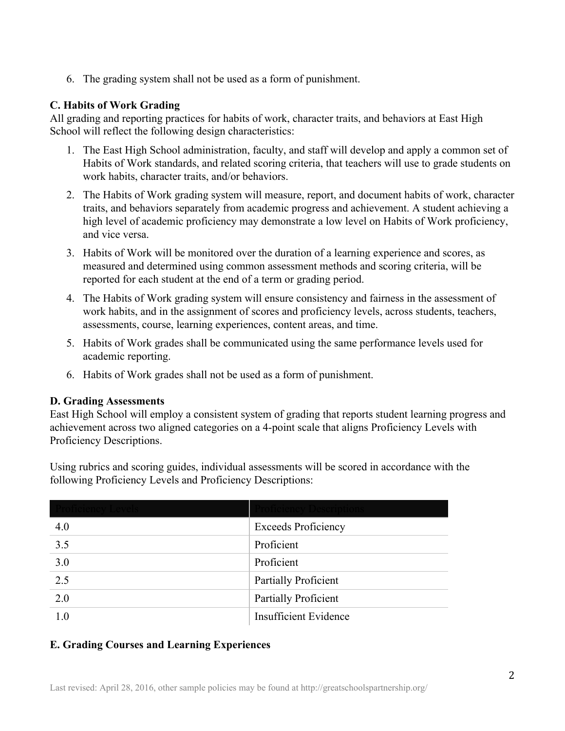6. The grading system shall not be used as a form of punishment.

**C. Habits of Work Grading**

All grading and reporting practices for habits of work, character traits, and behaviors at East High School will reflect the following design characteristics:

1. The East High School administration, faculty, and staff will develop and apply a common set of Habits of Work standards, and related scoring criteria, that teachers will use to grade students on work habits, character traits, and/or behaviors.
2. The Habits of Work grading system will measure, report, and document habits of work, character traits, and behaviors separately from academic progress and achievement. A student achieving a high level of academic proficiency may demonstrate a low level on Habits of Work proficiency, and vice versa.
3. Habits of Work will be monitored over the duration of a learning experience and scores, as measured and determined using common assessment methods and scoring criteria, will be reported for each student at the end of a term or grading period.
4. The Habits of Work grading system will ensure consistency and fairness in the assessment of work habits, and in the assignment of scores and proficiency levels, across students, teachers, assessments, course, learning experiences, content areas, and time.
5. Habits of Work grades shall be communicated using the same performance levels used for academic reporting.
6. Habits of Work grades shall not be used as a form of punishment.

**D. Grading Assessments**

East High School will employ a consistent system of grading that reports student learning progress and achievement across two aligned categories on a 4-point scale that aligns Proficiency Levels with Proficiency Descriptions.

Using rubrics and scoring guides, individual assessments will be scored in accordance with the following Proficiency Levels and Proficiency Descriptions:

| Proficiency Levels | Proficiency Descriptions |
|---|---|
| 4.0 | Exceeds Proficiency |
| 3.5 | Proficient |
| 3.0 | Proficient |
| 2.5 | Partially Proficient |
| 2.0 | Partially Proficient |
| 1.0 | Insufficient Evidence |

**E. Grading Courses and Learning Experiences**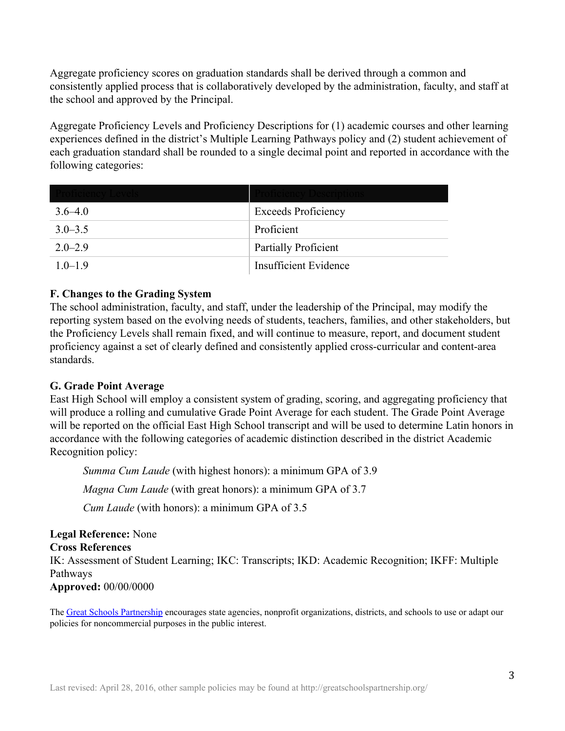Aggregate proficiency scores on graduation standards shall be derived through a common and consistently applied process that is collaboratively developed by the administration, faculty, and staff at the school and approved by the Principal.

Aggregate Proficiency Levels and Proficiency Descriptions for (1) academic courses and other learning experiences defined in the district's Multiple Learning Pathways policy and (2) student achievement of each graduation standard shall be rounded to a single decimal point and reported in accordance with the following categories:

| Proficiency Levels | Proficiency Descriptions |
|---|---|
| 3.6–4.0 | Exceeds Proficiency |
| 3.0–3.5 | Proficient |
| 2.0–2.9 | Partially Proficient |
| 1.0–1.9 | Insufficient Evidence |

**F. Changes to the Grading System**

The school administration, faculty, and staff, under the leadership of the Principal, may modify the reporting system based on the evolving needs of students, teachers, families, and other stakeholders, but the Proficiency Levels shall remain fixed, and will continue to measure, report, and document student proficiency against a set of clearly defined and consistently applied cross-curricular and content-area standards.

**G. Grade Point Average**

East High School will employ a consistent system of grading, scoring, and aggregating proficiency that will produce a rolling and cumulative Grade Point Average for each student. The Grade Point Average will be reported on the official East High School transcript and will be used to determine Latin honors in accordance with the following categories of academic distinction described in the district Academic Recognition policy:

*Summa Cum Laude* (with highest honors): a minimum GPA of 3.9

*Magna Cum Laude* (with great honors): a minimum GPA of 3.7

*Cum Laude* (with honors): a minimum GPA of 3.5

**Legal Reference:** None

**Cross References**

IK: Assessment of Student Learning; IKC: Transcripts; IKD: Academic Recognition; IKFF: Multiple Pathways

**Approved:** 00/00/0000

The Great Schools Partnership encourages state agencies, nonprofit organizations, districts, and schools to use or adapt our policies for noncommercial purposes in the public interest.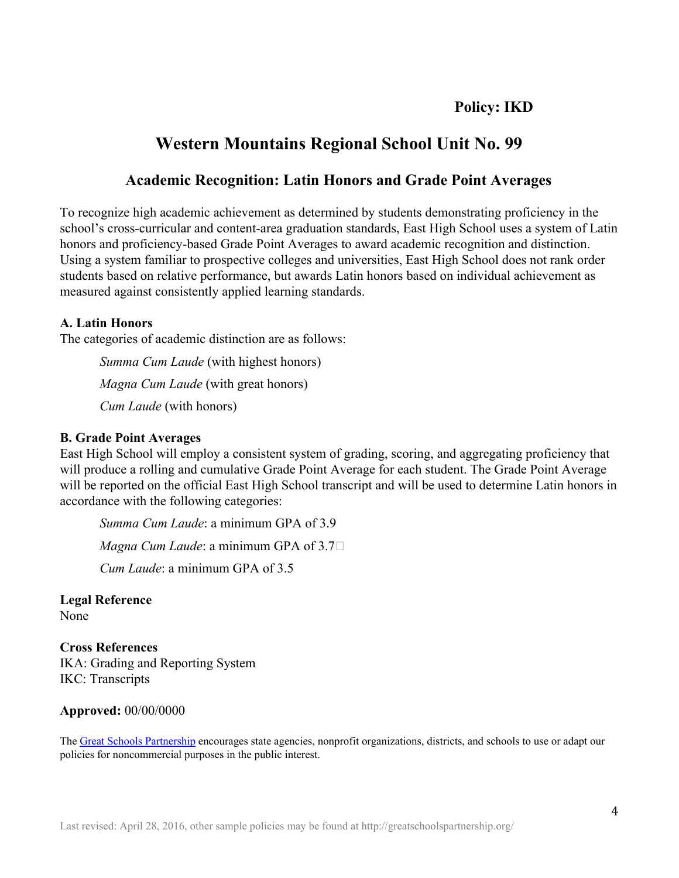**Policy: IKD**

# Western Mountains Regional School Unit No. 99

## Academic Recognition: Latin Honors and Grade Point Averages

To recognize high academic achievement as determined by students demonstrating proficiency in the school's cross-curricular and content-area graduation standards, East High School uses a system of Latin honors and proficiency-based Grade Point Averages to award academic recognition and distinction. Using a system familiar to prospective colleges and universities, East High School does not rank order students based on relative performance, but awards Latin honors based on individual achievement as measured against consistently applied learning standards.

**A. Latin Honors**
The categories of academic distinction are as follows:

*Summa Cum Laude* (with highest honors)

*Magna Cum Laude* (with great honors)

*Cum Laude* (with honors)

**B. Grade Point Averages**
East High School will employ a consistent system of grading, scoring, and aggregating proficiency that will produce a rolling and cumulative Grade Point Average for each student. The Grade Point Average will be reported on the official East High School transcript and will be used to determine Latin honors in accordance with the following categories:

*Summa Cum Laude*: a minimum GPA of 3.9

*Magna Cum Laude*: a minimum GPA of 3.7

*Cum Laude*: a minimum GPA of 3.5

**Legal Reference**
None

**Cross References**
IKA: Grading and Reporting System
IKC: Transcripts

**Approved:** 00/00/0000

The [Great Schools Partnership](http://greatschoolspartnership.org/) encourages state agencies, nonprofit organizations, districts, and schools to use or adapt our policies for noncommercial purposes in the public interest.

Last revised: April 28, 2016, other sample policies may be found at http://greatschoolspartnership.org/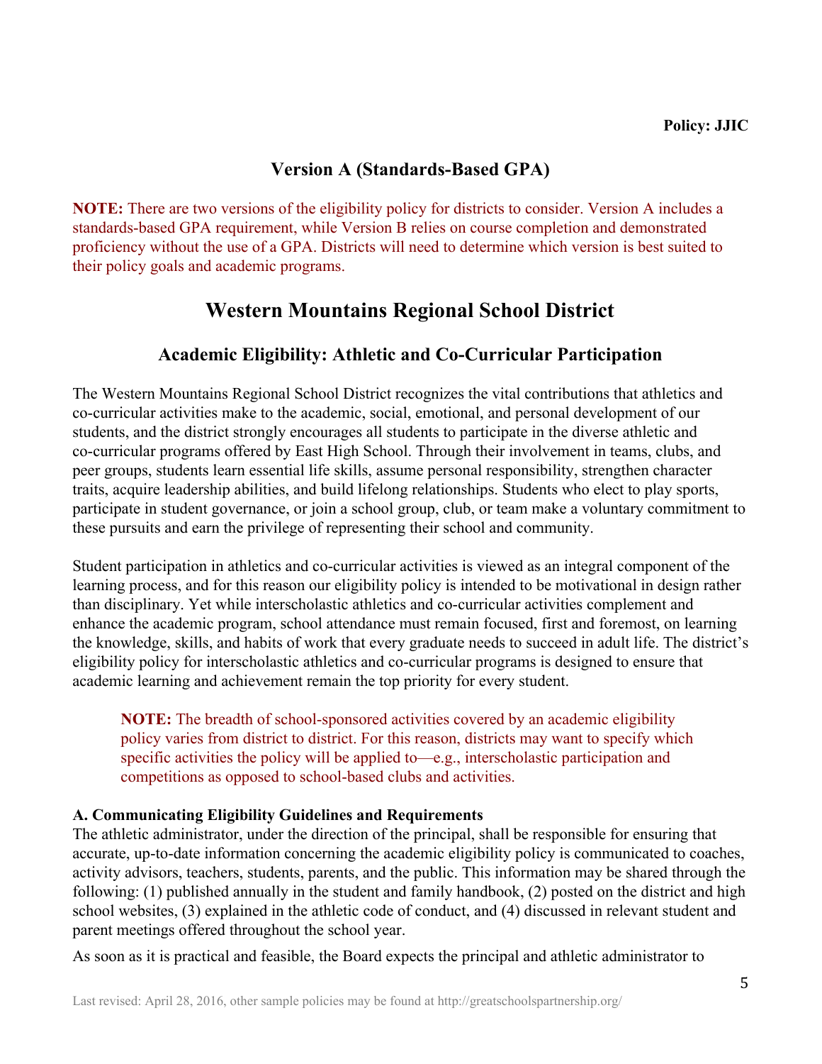**Policy: JJIC**

## Version A (Standards-Based GPA)

**NOTE:** There are two versions of the eligibility policy for districts to consider. Version A includes a standards-based GPA requirement, while Version B relies on course completion and demonstrated proficiency without the use of a GPA. Districts will need to determine which version is best suited to their policy goals and academic programs.

# Western Mountains Regional School District

## Academic Eligibility: Athletic and Co-Curricular Participation

The Western Mountains Regional School District recognizes the vital contributions that athletics and co-curricular activities make to the academic, social, emotional, and personal development of our students, and the district strongly encourages all students to participate in the diverse athletic and co-curricular programs offered by East High School. Through their involvement in teams, clubs, and peer groups, students learn essential life skills, assume personal responsibility, strengthen character traits, acquire leadership abilities, and build lifelong relationships. Students who elect to play sports, participate in student governance, or join a school group, club, or team make a voluntary commitment to these pursuits and earn the privilege of representing their school and community.

Student participation in athletics and co-curricular activities is viewed as an integral component of the learning process, and for this reason our eligibility policy is intended to be motivational in design rather than disciplinary. Yet while interscholastic athletics and co-curricular activities complement and enhance the academic program, school attendance must remain focused, first and foremost, on learning the knowledge, skills, and habits of work that every graduate needs to succeed in adult life. The district's eligibility policy for interscholastic athletics and co-curricular programs is designed to ensure that academic learning and achievement remain the top priority for every student.

> **NOTE:** The breadth of school-sponsored activities covered by an academic eligibility policy varies from district to district. For this reason, districts may want to specify which specific activities the policy will be applied to—e.g., interscholastic participation and competitions as opposed to school-based clubs and activities.

**A. Communicating Eligibility Guidelines and Requirements**

The athletic administrator, under the direction of the principal, shall be responsible for ensuring that accurate, up-to-date information concerning the academic eligibility policy is communicated to coaches, activity advisors, teachers, students, parents, and the public. This information may be shared through the following: (1) published annually in the student and family handbook, (2) posted on the district and high school websites, (3) explained in the athletic code of conduct, and (4) discussed in relevant student and parent meetings offered throughout the school year.

As soon as it is practical and feasible, the Board expects the principal and athletic administrator to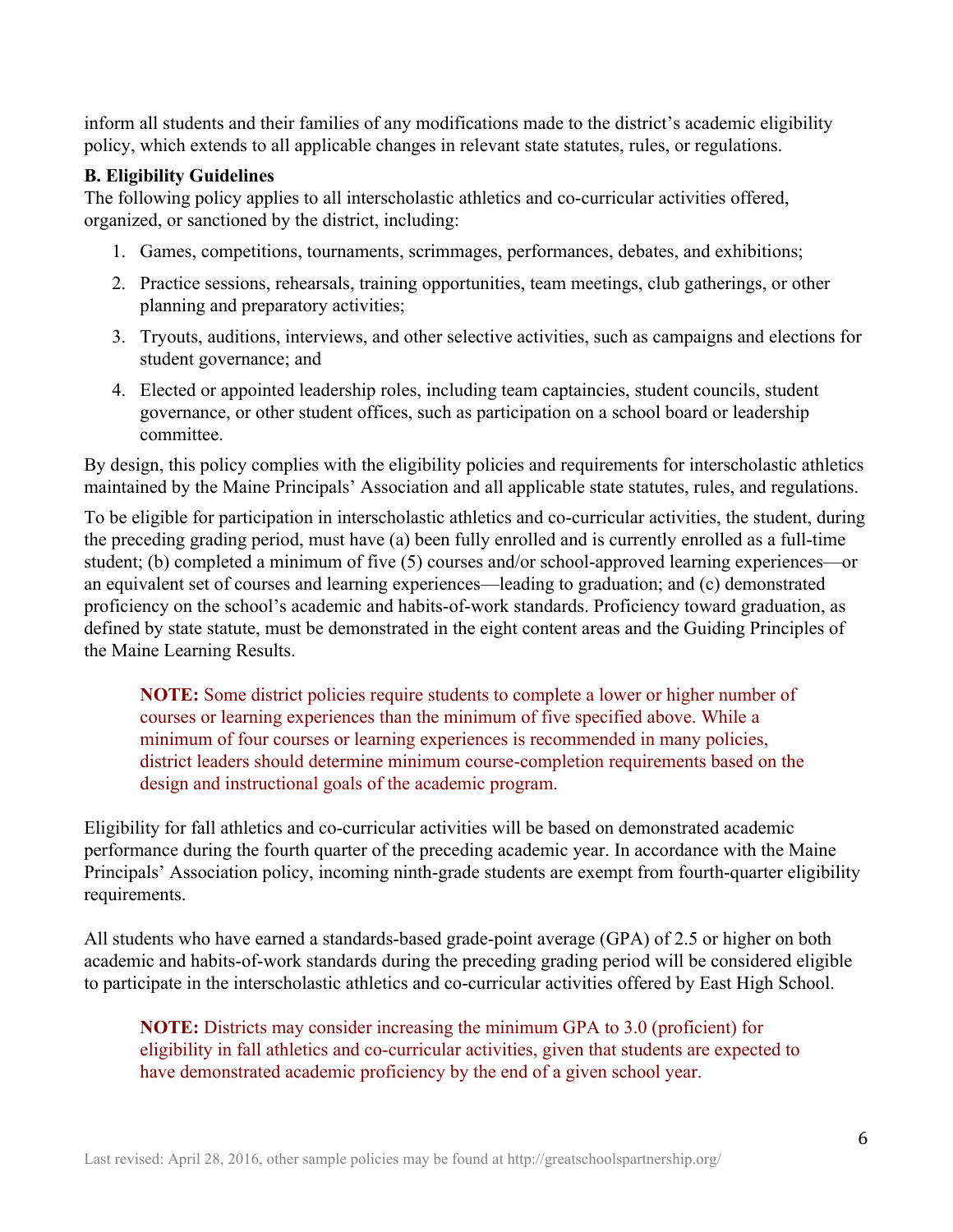inform all students and their families of any modifications made to the district's academic eligibility policy, which extends to all applicable changes in relevant state statutes, rules, or regulations.

**B. Eligibility Guidelines**

The following policy applies to all interscholastic athletics and co-curricular activities offered, organized, or sanctioned by the district, including:

1. Games, competitions, tournaments, scrimmages, performances, debates, and exhibitions;
2. Practice sessions, rehearsals, training opportunities, team meetings, club gatherings, or other planning and preparatory activities;
3. Tryouts, auditions, interviews, and other selective activities, such as campaigns and elections for student governance; and
4. Elected or appointed leadership roles, including team captaincies, student councils, student governance, or other student offices, such as participation on a school board or leadership committee.

By design, this policy complies with the eligibility policies and requirements for interscholastic athletics maintained by the Maine Principals' Association and all applicable state statutes, rules, and regulations.

To be eligible for participation in interscholastic athletics and co-curricular activities, the student, during the preceding grading period, must have (a) been fully enrolled and is currently enrolled as a full-time student; (b) completed a minimum of five (5) courses and/or school-approved learning experiences—or an equivalent set of courses and learning experiences—leading to graduation; and (c) demonstrated proficiency on the school's academic and habits-of-work standards. Proficiency toward graduation, as defined by state statute, must be demonstrated in the eight content areas and the Guiding Principles of the Maine Learning Results.

> **NOTE:** Some district policies require students to complete a lower or higher number of courses or learning experiences than the minimum of five specified above. While a minimum of four courses or learning experiences is recommended in many policies, district leaders should determine minimum course-completion requirements based on the design and instructional goals of the academic program.

Eligibility for fall athletics and co-curricular activities will be based on demonstrated academic performance during the fourth quarter of the preceding academic year. In accordance with the Maine Principals' Association policy, incoming ninth-grade students are exempt from fourth-quarter eligibility requirements.

All students who have earned a standards-based grade-point average (GPA) of 2.5 or higher on both academic and habits-of-work standards during the preceding grading period will be considered eligible to participate in the interscholastic athletics and co-curricular activities offered by East High School.

> **NOTE:** Districts may consider increasing the minimum GPA to 3.0 (proficient) for eligibility in fall athletics and co-curricular activities, given that students are expected to have demonstrated academic proficiency by the end of a given school year.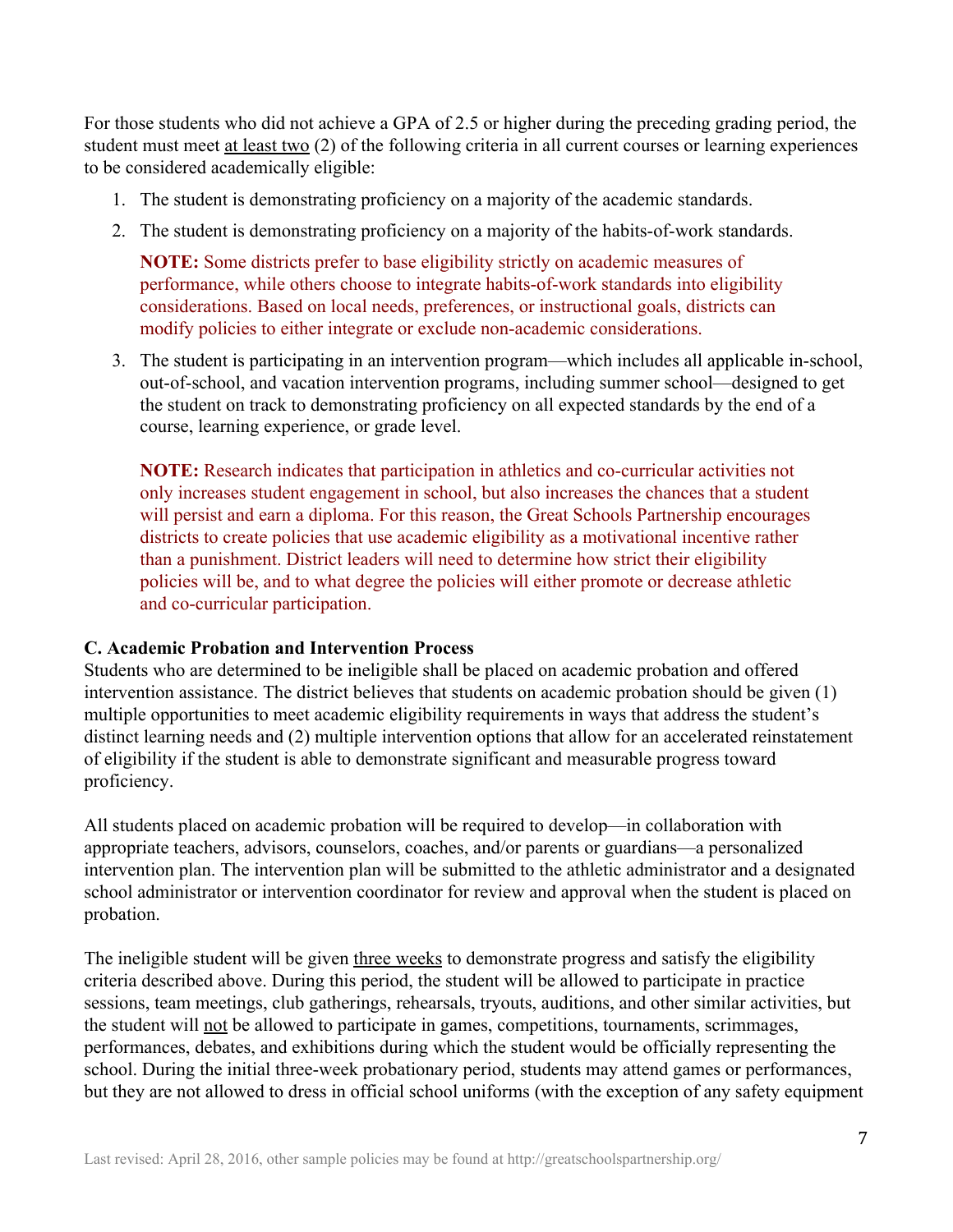For those students who did not achieve a GPA of 2.5 or higher during the preceding grading period, the student must meet at least two (2) of the following criteria in all current courses or learning experiences to be considered academically eligible:

1. The student is demonstrating proficiency on a majority of the academic standards.
2. The student is demonstrating proficiency on a majority of the habits-of-work standards.

   **NOTE:** Some districts prefer to base eligibility strictly on academic measures of performance, while others choose to integrate habits-of-work standards into eligibility considerations. Based on local needs, preferences, or instructional goals, districts can modify policies to either integrate or exclude non-academic considerations.

3. The student is participating in an intervention program—which includes all applicable in-school, out-of-school, and vacation intervention programs, including summer school—designed to get the student on track to demonstrating proficiency on all expected standards by the end of a course, learning experience, or grade level.

   **NOTE:** Research indicates that participation in athletics and co-curricular activities not only increases student engagement in school, but also increases the chances that a student will persist and earn a diploma. For this reason, the Great Schools Partnership encourages districts to create policies that use academic eligibility as a motivational incentive rather than a punishment. District leaders will need to determine how strict their eligibility policies will be, and to what degree the policies will either promote or decrease athletic and co-curricular participation.

**C. Academic Probation and Intervention Process**

Students who are determined to be ineligible shall be placed on academic probation and offered intervention assistance. The district believes that students on academic probation should be given (1) multiple opportunities to meet academic eligibility requirements in ways that address the student's distinct learning needs and (2) multiple intervention options that allow for an accelerated reinstatement of eligibility if the student is able to demonstrate significant and measurable progress toward proficiency.

All students placed on academic probation will be required to develop—in collaboration with appropriate teachers, advisors, counselors, coaches, and/or parents or guardians—a personalized intervention plan. The intervention plan will be submitted to the athletic administrator and a designated school administrator or intervention coordinator for review and approval when the student is placed on probation.

The ineligible student will be given three weeks to demonstrate progress and satisfy the eligibility criteria described above. During this period, the student will be allowed to participate in practice sessions, team meetings, club gatherings, rehearsals, tryouts, auditions, and other similar activities, but the student will not be allowed to participate in games, competitions, tournaments, scrimmages, performances, debates, and exhibitions during which the student would be officially representing the school. During the initial three-week probationary period, students may attend games or performances, but they are not allowed to dress in official school uniforms (with the exception of any safety equipment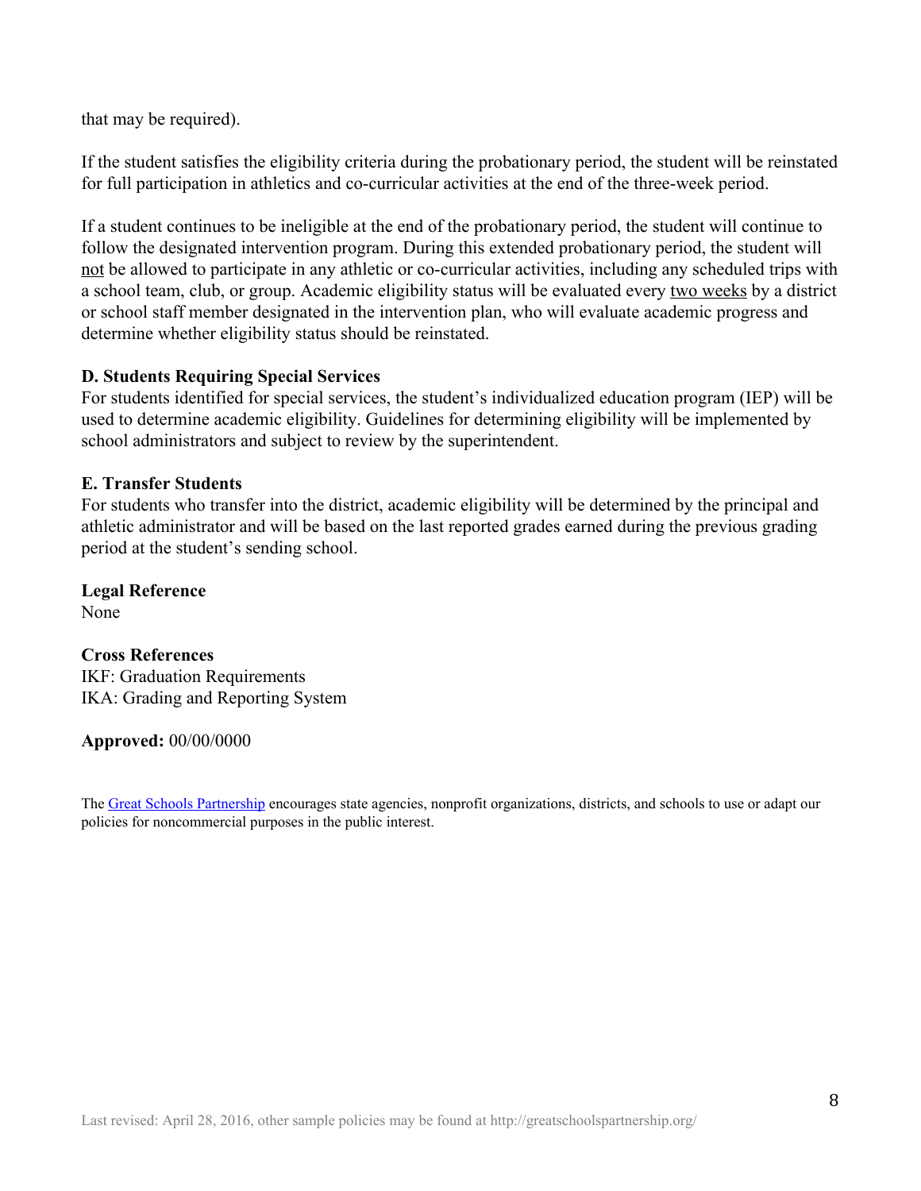that may be required).

If the student satisfies the eligibility criteria during the probationary period, the student will be reinstated for full participation in athletics and co-curricular activities at the end of the three-week period.

If a student continues to be ineligible at the end of the probationary period, the student will continue to follow the designated intervention program. During this extended probationary period, the student will <u>not</u> be allowed to participate in any athletic or co-curricular activities, including any scheduled trips with a school team, club, or group. Academic eligibility status will be evaluated every <u>two weeks</u> by a district or school staff member designated in the intervention plan, who will evaluate academic progress and determine whether eligibility status should be reinstated.

**D. Students Requiring Special Services**

For students identified for special services, the student's individualized education program (IEP) will be used to determine academic eligibility. Guidelines for determining eligibility will be implemented by school administrators and subject to review by the superintendent.

**E. Transfer Students**

For students who transfer into the district, academic eligibility will be determined by the principal and athletic administrator and will be based on the last reported grades earned during the previous grading period at the student's sending school.

**Legal Reference**

None

**Cross References**

IKF: Graduation Requirements

IKA: Grading and Reporting System

**Approved:** 00/00/0000

The [Great Schools Partnership](http://greatschoolspartnership.org/) encourages state agencies, nonprofit organizations, districts, and schools to use or adapt our policies for noncommercial purposes in the public interest.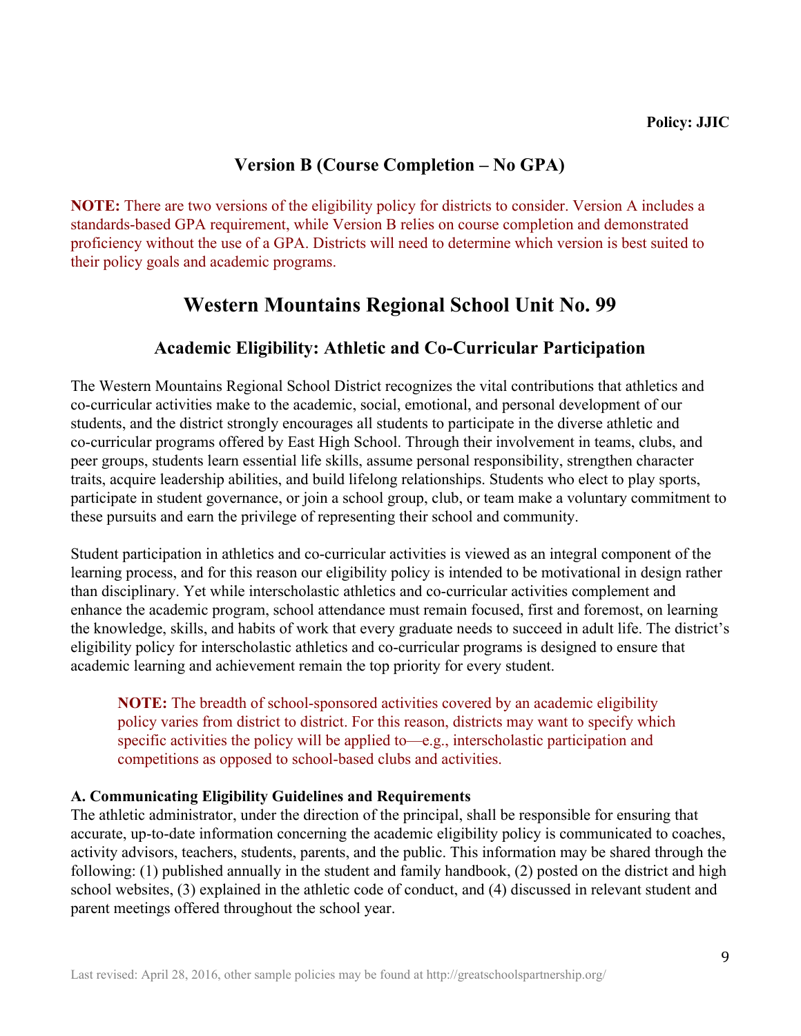**Policy: JJIC**

## Version B (Course Completion – No GPA)

**NOTE:** There are two versions of the eligibility policy for districts to consider. Version A includes a standards-based GPA requirement, while Version B relies on course completion and demonstrated proficiency without the use of a GPA. Districts will need to determine which version is best suited to their policy goals and academic programs.

# Western Mountains Regional School Unit No. 99

## Academic Eligibility: Athletic and Co-Curricular Participation

The Western Mountains Regional School District recognizes the vital contributions that athletics and co-curricular activities make to the academic, social, emotional, and personal development of our students, and the district strongly encourages all students to participate in the diverse athletic and co-curricular programs offered by East High School. Through their involvement in teams, clubs, and peer groups, students learn essential life skills, assume personal responsibility, strengthen character traits, acquire leadership abilities, and build lifelong relationships. Students who elect to play sports, participate in student governance, or join a school group, club, or team make a voluntary commitment to these pursuits and earn the privilege of representing their school and community.

Student participation in athletics and co-curricular activities is viewed as an integral component of the learning process, and for this reason our eligibility policy is intended to be motivational in design rather than disciplinary. Yet while interscholastic athletics and co-curricular activities complement and enhance the academic program, school attendance must remain focused, first and foremost, on learning the knowledge, skills, and habits of work that every graduate needs to succeed in adult life. The district's eligibility policy for interscholastic athletics and co-curricular programs is designed to ensure that academic learning and achievement remain the top priority for every student.

> **NOTE:** The breadth of school-sponsored activities covered by an academic eligibility policy varies from district to district. For this reason, districts may want to specify which specific activities the policy will be applied to—e.g., interscholastic participation and competitions as opposed to school-based clubs and activities.

**A. Communicating Eligibility Guidelines and Requirements**

The athletic administrator, under the direction of the principal, shall be responsible for ensuring that accurate, up-to-date information concerning the academic eligibility policy is communicated to coaches, activity advisors, teachers, students, parents, and the public. This information may be shared through the following: (1) published annually in the student and family handbook, (2) posted on the district and high school websites, (3) explained in the athletic code of conduct, and (4) discussed in relevant student and parent meetings offered throughout the school year.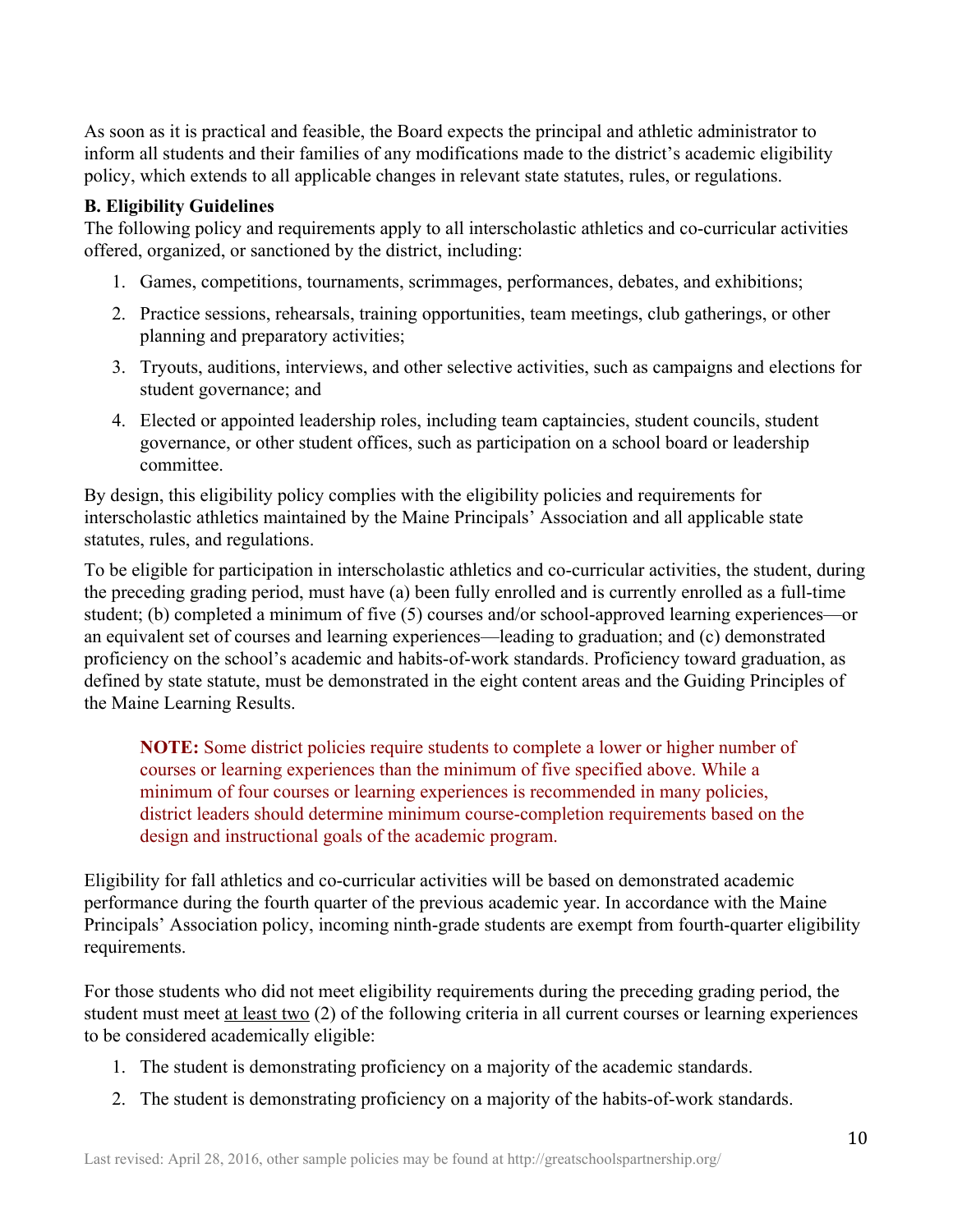As soon as it is practical and feasible, the Board expects the principal and athletic administrator to inform all students and their families of any modifications made to the district's academic eligibility policy, which extends to all applicable changes in relevant state statutes, rules, or regulations.

**B. Eligibility Guidelines**

The following policy and requirements apply to all interscholastic athletics and co-curricular activities offered, organized, or sanctioned by the district, including:

1. Games, competitions, tournaments, scrimmages, performances, debates, and exhibitions;
2. Practice sessions, rehearsals, training opportunities, team meetings, club gatherings, or other planning and preparatory activities;
3. Tryouts, auditions, interviews, and other selective activities, such as campaigns and elections for student governance; and
4. Elected or appointed leadership roles, including team captaincies, student councils, student governance, or other student offices, such as participation on a school board or leadership committee.

By design, this eligibility policy complies with the eligibility policies and requirements for interscholastic athletics maintained by the Maine Principals' Association and all applicable state statutes, rules, and regulations.

To be eligible for participation in interscholastic athletics and co-curricular activities, the student, during the preceding grading period, must have (a) been fully enrolled and is currently enrolled as a full-time student; (b) completed a minimum of five (5) courses and/or school-approved learning experiences—or an equivalent set of courses and learning experiences—leading to graduation; and (c) demonstrated proficiency on the school's academic and habits-of-work standards. Proficiency toward graduation, as defined by state statute, must be demonstrated in the eight content areas and the Guiding Principles of the Maine Learning Results.

> **NOTE:** Some district policies require students to complete a lower or higher number of courses or learning experiences than the minimum of five specified above. While a minimum of four courses or learning experiences is recommended in many policies, district leaders should determine minimum course-completion requirements based on the design and instructional goals of the academic program.

Eligibility for fall athletics and co-curricular activities will be based on demonstrated academic performance during the fourth quarter of the previous academic year. In accordance with the Maine Principals' Association policy, incoming ninth-grade students are exempt from fourth-quarter eligibility requirements.

For those students who did not meet eligibility requirements during the preceding grading period, the student must meet <u>at least two</u> (2) of the following criteria in all current courses or learning experiences to be considered academically eligible:

1. The student is demonstrating proficiency on a majority of the academic standards.
2. The student is demonstrating proficiency on a majority of the habits-of-work standards.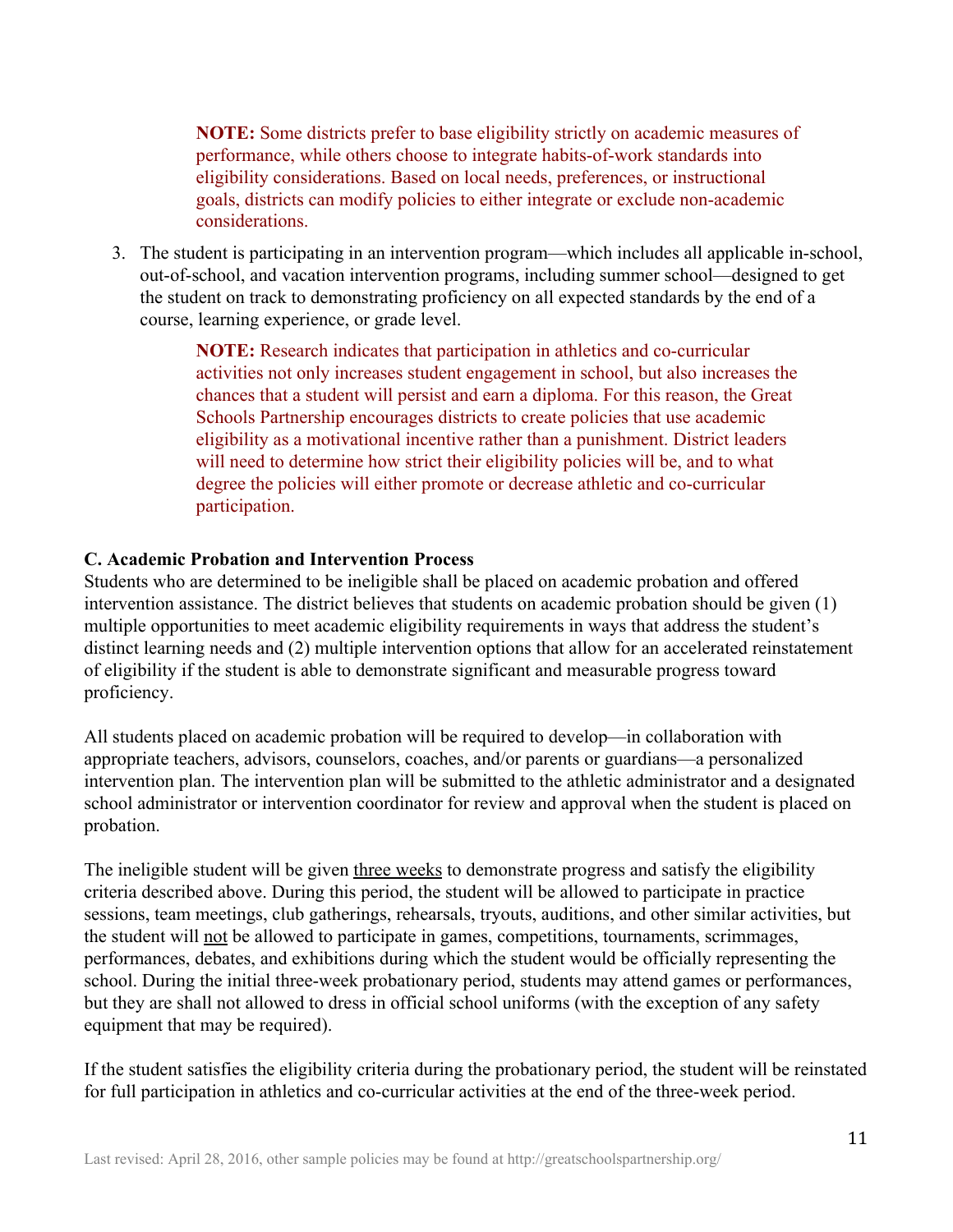> **NOTE:** Some districts prefer to base eligibility strictly on academic measures of performance, while others choose to integrate habits-of-work standards into eligibility considerations. Based on local needs, preferences, or instructional goals, districts can modify policies to either integrate or exclude non-academic considerations.

3. The student is participating in an intervention program—which includes all applicable in-school, out-of-school, and vacation intervention programs, including summer school—designed to get the student on track to demonstrating proficiency on all expected standards by the end of a course, learning experience, or grade level.

> **NOTE:** Research indicates that participation in athletics and co-curricular activities not only increases student engagement in school, but also increases the chances that a student will persist and earn a diploma. For this reason, the Great Schools Partnership encourages districts to create policies that use academic eligibility as a motivational incentive rather than a punishment. District leaders will need to determine how strict their eligibility policies will be, and to what degree the policies will either promote or decrease athletic and co-curricular participation.

**C. Academic Probation and Intervention Process**

Students who are determined to be ineligible shall be placed on academic probation and offered intervention assistance. The district believes that students on academic probation should be given (1) multiple opportunities to meet academic eligibility requirements in ways that address the student's distinct learning needs and (2) multiple intervention options that allow for an accelerated reinstatement of eligibility if the student is able to demonstrate significant and measurable progress toward proficiency.

All students placed on academic probation will be required to develop—in collaboration with appropriate teachers, advisors, counselors, coaches, and/or parents or guardians—a personalized intervention plan. The intervention plan will be submitted to the athletic administrator and a designated school administrator or intervention coordinator for review and approval when the student is placed on probation.

The ineligible student will be given <u>three weeks</u> to demonstrate progress and satisfy the eligibility criteria described above. During this period, the student will be allowed to participate in practice sessions, team meetings, club gatherings, rehearsals, tryouts, auditions, and other similar activities, but the student will <u>not</u> be allowed to participate in games, competitions, tournaments, scrimmages, performances, debates, and exhibitions during which the student would be officially representing the school. During the initial three-week probationary period, students may attend games or performances, but they are shall not allowed to dress in official school uniforms (with the exception of any safety equipment that may be required).

If the student satisfies the eligibility criteria during the probationary period, the student will be reinstated for full participation in athletics and co-curricular activities at the end of the three-week period.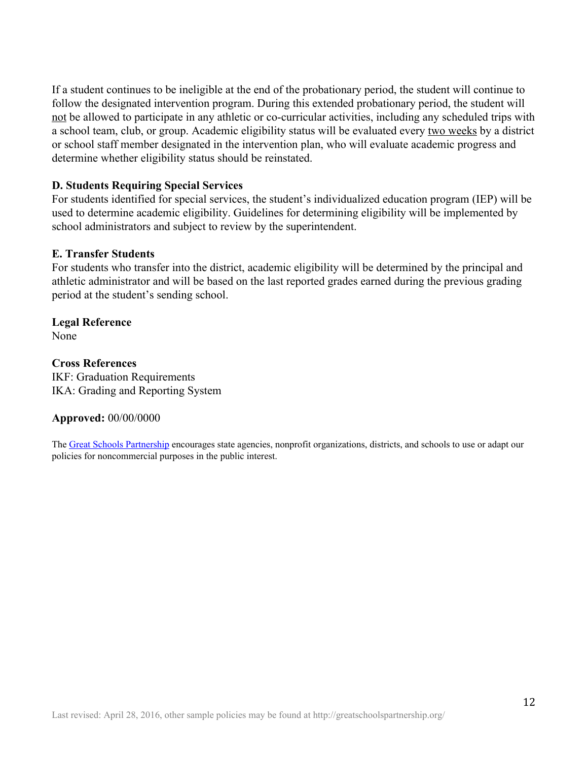If a student continues to be ineligible at the end of the probationary period, the student will continue to follow the designated intervention program. During this extended probationary period, the student will <u>not</u> be allowed to participate in any athletic or co-curricular activities, including any scheduled trips with a school team, club, or group. Academic eligibility status will be evaluated every <u>two weeks</u> by a district or school staff member designated in the intervention plan, who will evaluate academic progress and determine whether eligibility status should be reinstated.

**D. Students Requiring Special Services**

For students identified for special services, the student's individualized education program (IEP) will be used to determine academic eligibility. Guidelines for determining eligibility will be implemented by school administrators and subject to review by the superintendent.

**E. Transfer Students**

For students who transfer into the district, academic eligibility will be determined by the principal and athletic administrator and will be based on the last reported grades earned during the previous grading period at the student's sending school.

**Legal Reference**

None

**Cross References**

IKF: Graduation Requirements

IKA: Grading and Reporting System

**Approved:** 00/00/0000

The [Great Schools Partnership](http://greatschoolspartnership.org/) encourages state agencies, nonprofit organizations, districts, and schools to use or adapt our policies for noncommercial purposes in the public interest.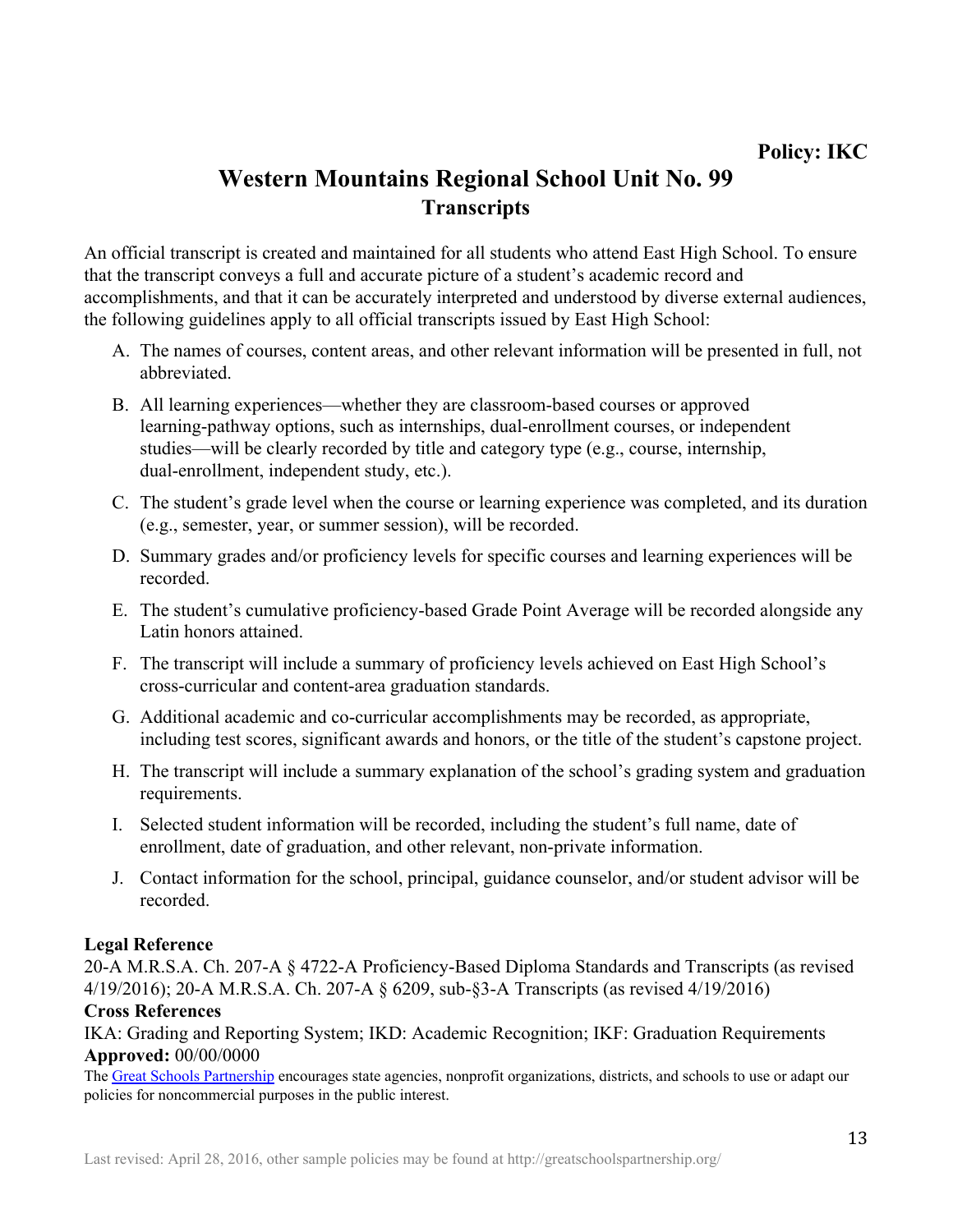**Policy: IKC**

# Western Mountains Regional School Unit No. 99

## Transcripts

An official transcript is created and maintained for all students who attend East High School. To ensure that the transcript conveys a full and accurate picture of a student's academic record and accomplishments, and that it can be accurately interpreted and understood by diverse external audiences, the following guidelines apply to all official transcripts issued by East High School:

A. The names of courses, content areas, and other relevant information will be presented in full, not abbreviated.

B. All learning experiences—whether they are classroom-based courses or approved learning-pathway options, such as internships, dual-enrollment courses, or independent studies—will be clearly recorded by title and category type (e.g., course, internship, dual-enrollment, independent study, etc.).

C. The student's grade level when the course or learning experience was completed, and its duration (e.g., semester, year, or summer session), will be recorded.

D. Summary grades and/or proficiency levels for specific courses and learning experiences will be recorded.

E. The student's cumulative proficiency-based Grade Point Average will be recorded alongside any Latin honors attained.

F. The transcript will include a summary of proficiency levels achieved on East High School's cross-curricular and content-area graduation standards.

G. Additional academic and co-curricular accomplishments may be recorded, as appropriate, including test scores, significant awards and honors, or the title of the student's capstone project.

H. The transcript will include a summary explanation of the school's grading system and graduation requirements.

I. Selected student information will be recorded, including the student's full name, date of enrollment, date of graduation, and other relevant, non-private information.

J. Contact information for the school, principal, guidance counselor, and/or student advisor will be recorded.

**Legal Reference**

20-A M.R.S.A. Ch. 207-A § 4722-A Proficiency-Based Diploma Standards and Transcripts (as revised 4/19/2016); 20-A M.R.S.A. Ch. 207-A § 6209, sub-§3-A Transcripts (as revised 4/19/2016)

**Cross References**

IKA: Grading and Reporting System; IKD: Academic Recognition; IKF: Graduation Requirements

**Approved:** 00/00/0000

The Great Schools Partnership encourages state agencies, nonprofit organizations, districts, and schools to use or adapt our policies for noncommercial purposes in the public interest.